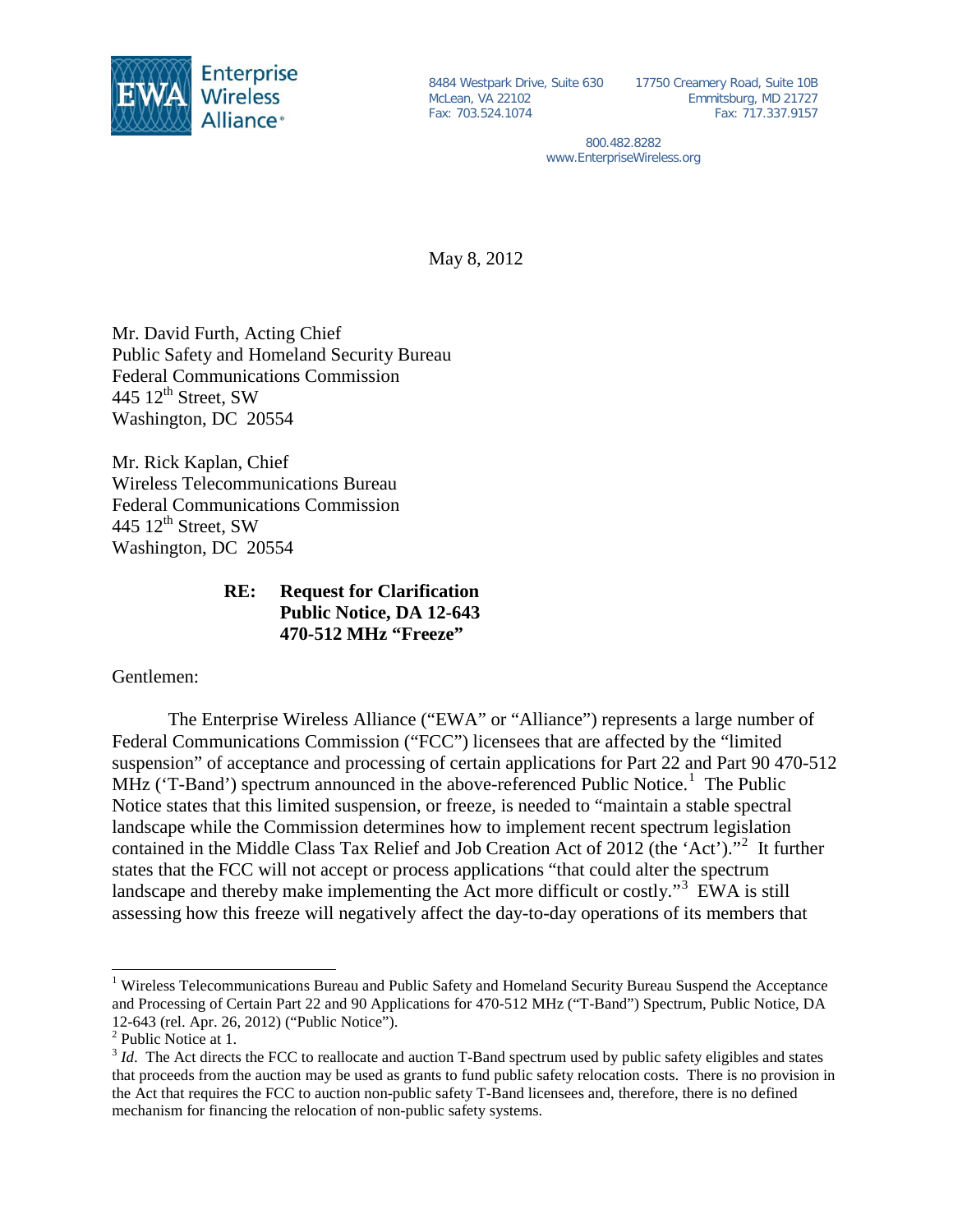**Enterprise Wireless Alliance®**

8484 Westpark Drive, Suite 630
McLean, VA 22102
Fax: 703.524.1074

17750 Creamery Road, Suite 10B
Emmitsburg, MD 21727
Fax: 717.337.9157

800.482.8282
www.EnterpriseWireless.org

May 8, 2012

Mr. David Furth, Acting Chief
Public Safety and Homeland Security Bureau
Federal Communications Commission
445 12th Street, SW
Washington, DC 20554

Mr. Rick Kaplan, Chief
Wireless Telecommunications Bureau
Federal Communications Commission
445 12th Street, SW
Washington, DC 20554

**RE: Request for Clarification**
**Public Notice, DA 12-643**
**470-512 MHz "Freeze"**

Gentlemen:

The Enterprise Wireless Alliance ("EWA" or "Alliance") represents a large number of Federal Communications Commission ("FCC") licensees that are affected by the "limited suspension" of acceptance and processing of certain applications for Part 22 and Part 90 470-512 MHz ('T-Band') spectrum announced in the above-referenced Public Notice.[1] The Public Notice states that this limited suspension, or freeze, is needed to "maintain a stable spectral landscape while the Commission determines how to implement recent spectrum legislation contained in the Middle Class Tax Relief and Job Creation Act of 2012 (the 'Act')."[2] It further states that the FCC will not accept or process applications "that could alter the spectrum landscape and thereby make implementing the Act more difficult or costly."[3] EWA is still assessing how this freeze will negatively affect the day-to-day operations of its members that

---

[1] Wireless Telecommunications Bureau and Public Safety and Homeland Security Bureau Suspend the Acceptance and Processing of Certain Part 22 and 90 Applications for 470-512 MHz ("T-Band") Spectrum, Public Notice, DA 12-643 (rel. Apr. 26, 2012) ("Public Notice").

[2] Public Notice at 1.

[3] *Id*. The Act directs the FCC to reallocate and auction T-Band spectrum used by public safety eligibles and states that proceeds from the auction may be used as grants to fund public safety relocation costs. There is no provision in the Act that requires the FCC to auction non-public safety T-Band licensees and, therefore, there is no defined mechanism for financing the relocation of non-public safety systems.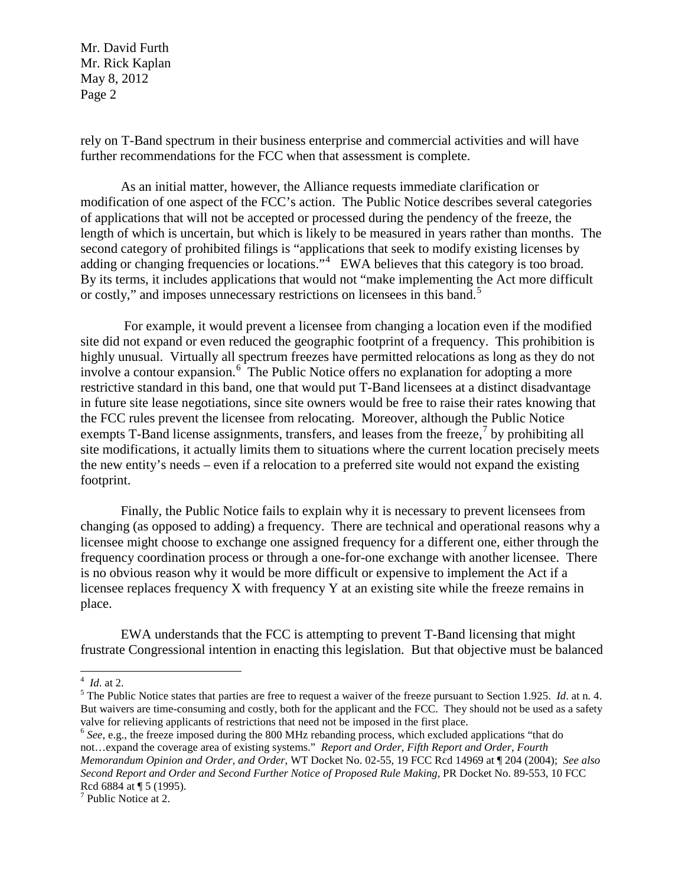rely on T-Band spectrum in their business enterprise and commercial activities and will have further recommendations for the FCC when that assessment is complete.

As an initial matter, however, the Alliance requests immediate clarification or modification of one aspect of the FCC's action. The Public Notice describes several categories of applications that will not be accepted or processed during the pendency of the freeze, the length of which is uncertain, but which is likely to be measured in years rather than months. The second category of prohibited filings is "applications that seek to modify existing licenses by adding or changing frequencies or locations."[4] EWA believes that this category is too broad. By its terms, it includes applications that would not "make implementing the Act more difficult or costly," and imposes unnecessary restrictions on licensees in this band.[5]

For example, it would prevent a licensee from changing a location even if the modified site did not expand or even reduced the geographic footprint of a frequency. This prohibition is highly unusual. Virtually all spectrum freezes have permitted relocations as long as they do not involve a contour expansion.[6] The Public Notice offers no explanation for adopting a more restrictive standard in this band, one that would put T-Band licensees at a distinct disadvantage in future site lease negotiations, since site owners would be free to raise their rates knowing that the FCC rules prevent the licensee from relocating. Moreover, although the Public Notice exempts T-Band license assignments, transfers, and leases from the freeze,[7] by prohibiting all site modifications, it actually limits them to situations where the current location precisely meets the new entity's needs – even if a relocation to a preferred site would not expand the existing footprint.

Finally, the Public Notice fails to explain why it is necessary to prevent licensees from changing (as opposed to adding) a frequency. There are technical and operational reasons why a licensee might choose to exchange one assigned frequency for a different one, either through the frequency coordination process or through a one-for-one exchange with another licensee. There is no obvious reason why it would be more difficult or expensive to implement the Act if a licensee replaces frequency X with frequency Y at an existing site while the freeze remains in place.

EWA understands that the FCC is attempting to prevent T-Band licensing that might frustrate Congressional intention in enacting this legislation. But that objective must be balanced

---

[4] *Id*. at 2.

[5] The Public Notice states that parties are free to request a waiver of the freeze pursuant to Section 1.925. *Id*. at n. 4. But waivers are time-consuming and costly, both for the applicant and the FCC. They should not be used as a safety valve for relieving applicants of restrictions that need not be imposed in the first place.

[6] *See*, e.g., the freeze imposed during the 800 MHz rebanding process, which excluded applications "that do not…expand the coverage area of existing systems." *Report and Order, Fifth Report and Order, Fourth Memorandum Opinion and Order, and Order*, WT Docket No. 02-55, 19 FCC Rcd 14969 at ¶ 204 (2004); *See also Second Report and Order and Second Further Notice of Proposed Rule Making*, PR Docket No. 89-553, 10 FCC Rcd 6884 at ¶ 5 (1995).

[7] Public Notice at 2.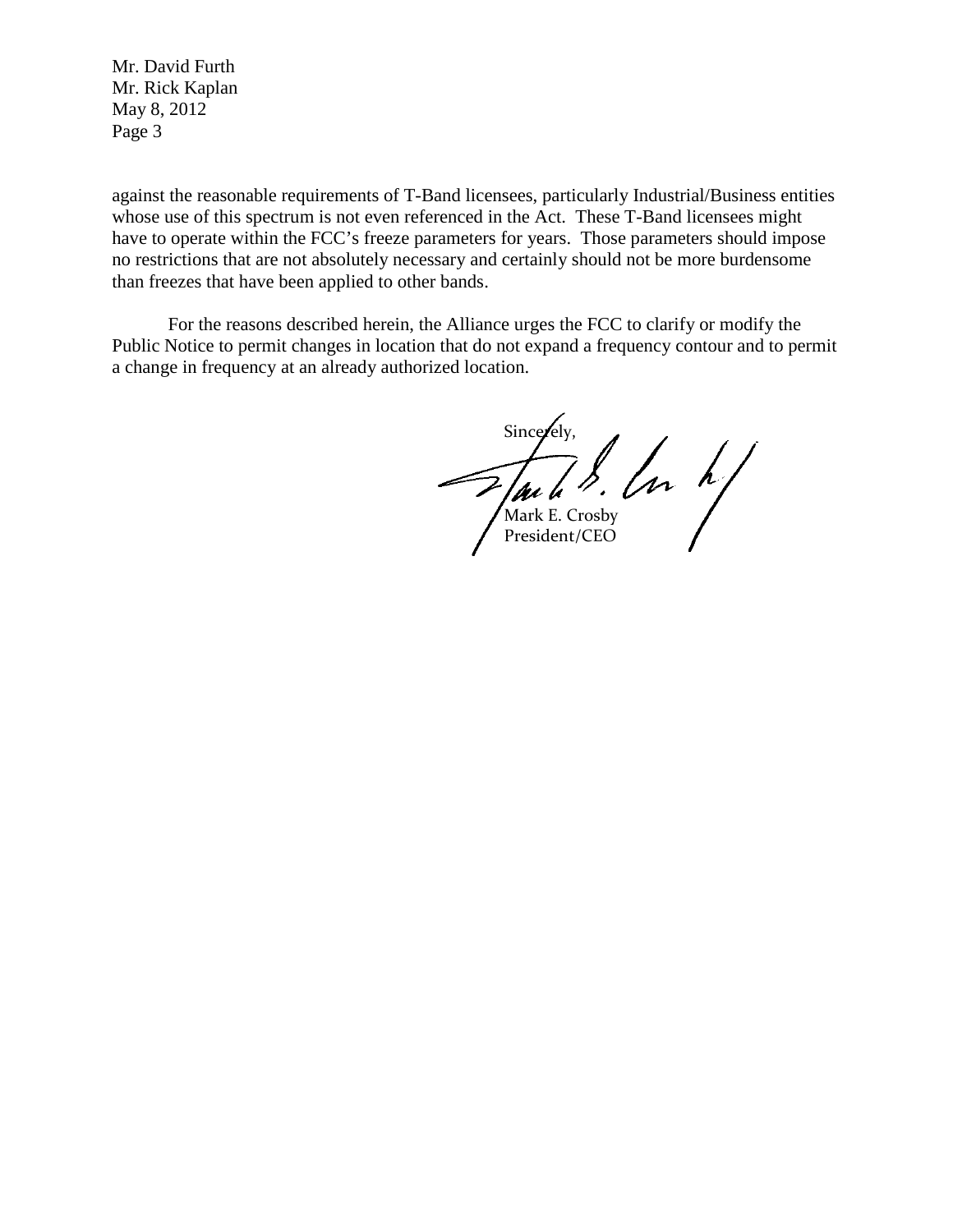against the reasonable requirements of T-Band licensees, particularly Industrial/Business entities whose use of this spectrum is not even referenced in the Act. These T-Band licensees might have to operate within the FCC's freeze parameters for years. Those parameters should impose no restrictions that are not absolutely necessary and certainly should not be more burdensome than freezes that have been applied to other bands.

For the reasons described herein, the Alliance urges the FCC to clarify or modify the Public Notice to permit changes in location that do not expand a frequency contour and to permit a change in frequency at an already authorized location.

Sincerely,

Mark E. Crosby
President/CEO